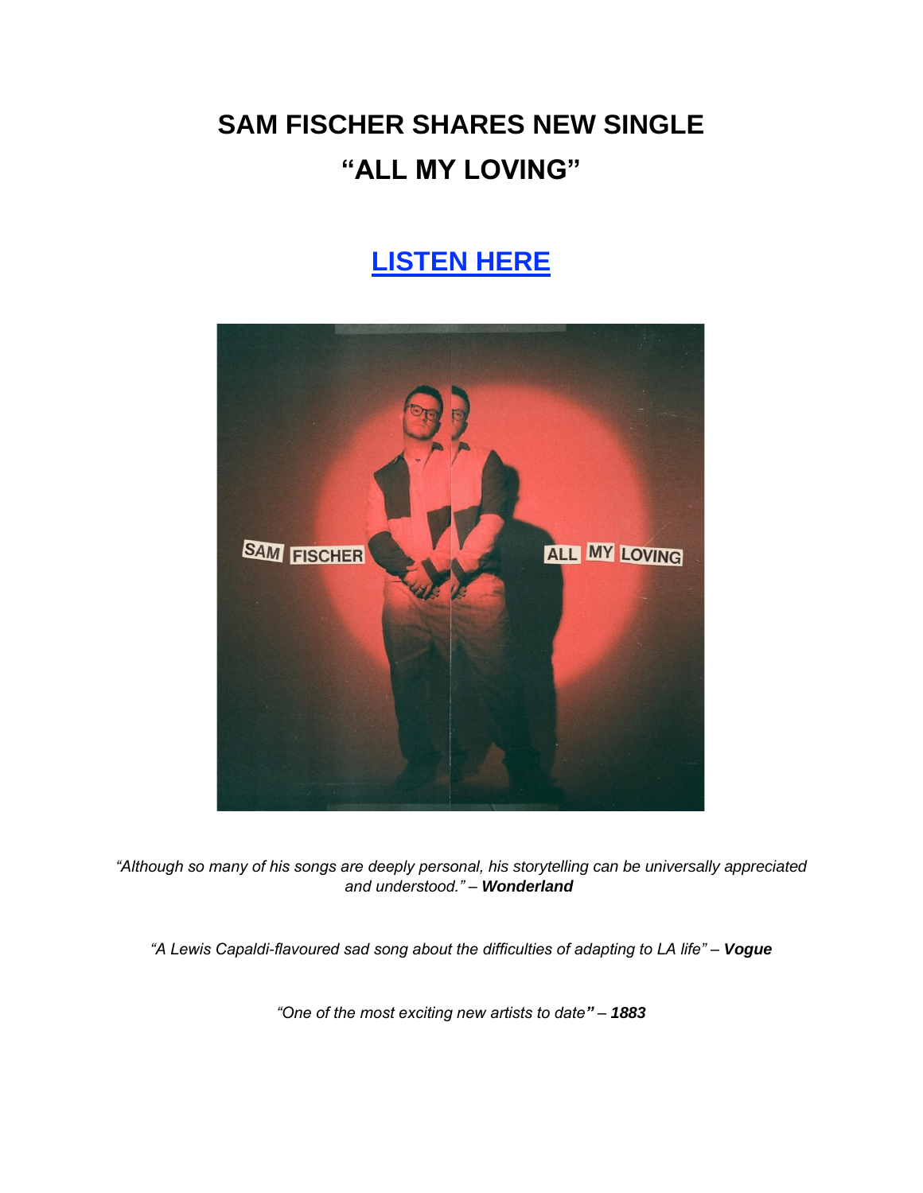# SAM FISCHER SHARES NEW SINGLE "ALL MY LOVING"

## [LISTEN HERE]

*"Although so many of his songs are deeply personal, his storytelling can be universally appreciated and understood." – **Wonderland***

*"A Lewis Capaldi-flavoured sad song about the difficulties of adapting to LA life" – **Vogue***

*"One of the most exciting new artists to date" – **1883***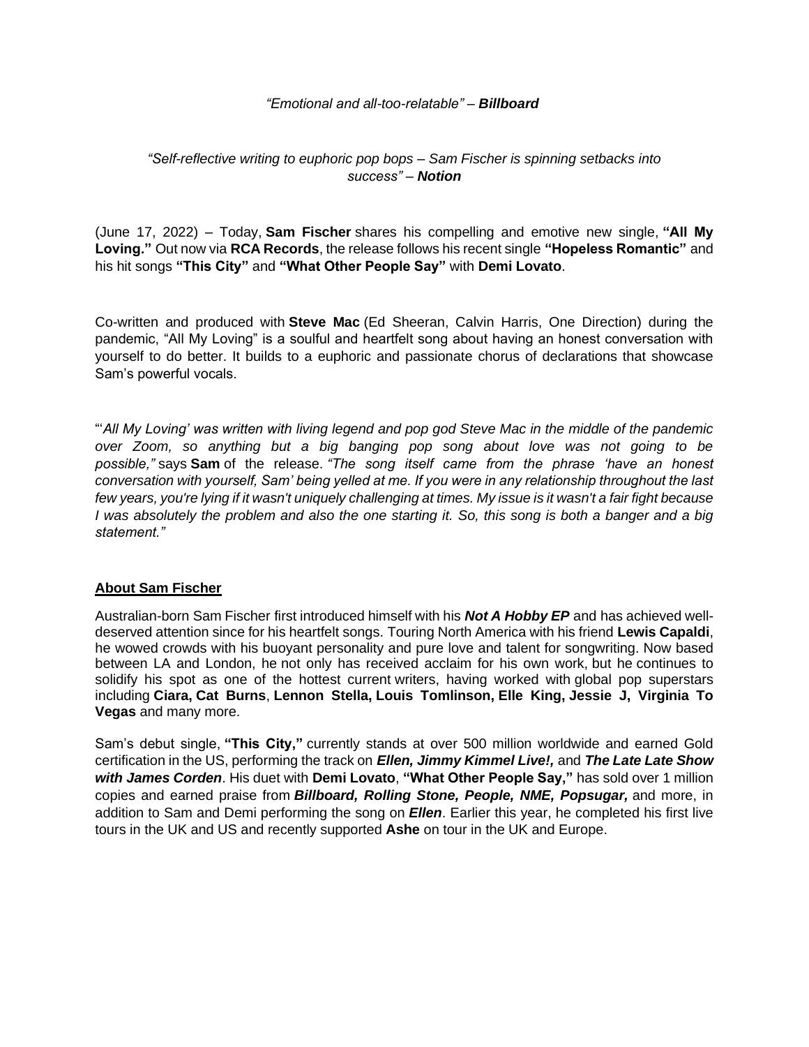*"Emotional and all-too-relatable"* – ***Billboard***

*"Self-reflective writing to euphoric pop bops – Sam Fischer is spinning setbacks into success"* – ***Notion***

(June 17, 2022) – Today, **Sam Fischer** shares his compelling and emotive new single, **"All My Loving."** Out now via **RCA Records**, the release follows his recent single **"Hopeless Romantic"** and his hit songs **"This City"** and **"What Other People Say"** with **Demi Lovato**.

Co-written and produced with **Steve Mac** (Ed Sheeran, Calvin Harris, One Direction) during the pandemic, "All My Loving" is a soulful and heartfelt song about having an honest conversation with yourself to do better. It builds to a euphoric and passionate chorus of declarations that showcase Sam's powerful vocals.

"*'All My Loving' was written with living legend and pop god Steve Mac in the middle of the pandemic over Zoom, so anything but a big banging pop song about love was not going to be possible,"* says **Sam** of the release. *"The song itself came from the phrase 'have an honest conversation with yourself, Sam' being yelled at me. If you were in any relationship throughout the last few years, you're lying if it wasn't uniquely challenging at times. My issue is it wasn't a fair fight because I was absolutely the problem and also the one starting it. So, this song is both a banger and a big statement."*

## About Sam Fischer

Australian-born Sam Fischer first introduced himself with his ***Not A Hobby EP*** and has achieved well-deserved attention since for his heartfelt songs. Touring North America with his friend **Lewis Capaldi**, he wowed crowds with his buoyant personality and pure love and talent for songwriting. Now based between LA and London, he not only has received acclaim for his own work, but he continues to solidify his spot as one of the hottest current writers, having worked with global pop superstars including **Ciara, Cat Burns**, **Lennon Stella, Louis Tomlinson, Elle King, Jessie J, Virginia To Vegas** and many more.

Sam's debut single, **"This City,"** currently stands at over 500 million worldwide and earned Gold certification in the US, performing the track on ***Ellen, Jimmy Kimmel Live!,*** and ***The Late Late Show with James Corden***. His duet with **Demi Lovato**, **"What Other People Say,"** has sold over 1 million copies and earned praise from ***Billboard, Rolling Stone, People, NME, Popsugar,*** and more, in addition to Sam and Demi performing the song on ***Ellen***. Earlier this year, he completed his first live tours in the UK and US and recently supported **Ashe** on tour in the UK and Europe.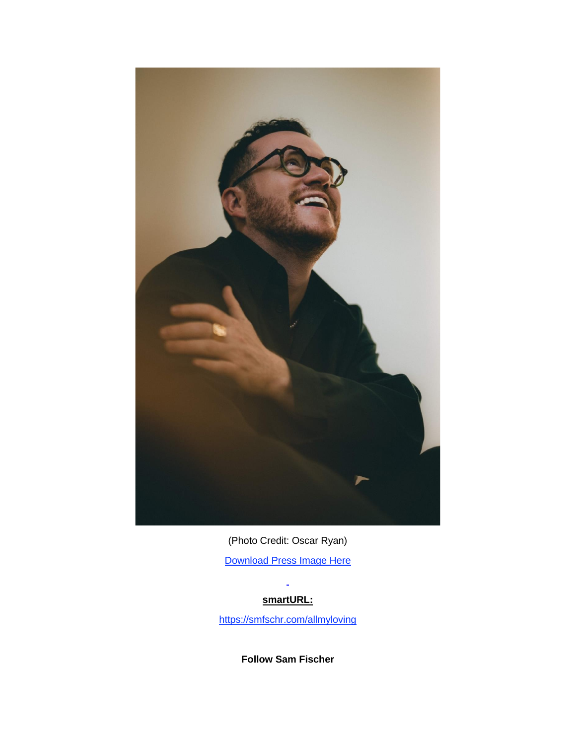(Photo Credit: Oscar Ryan)

[Download Press Image Here]

**smartURL:**

https://smfschr.com/allmyloving

**Follow Sam Fischer**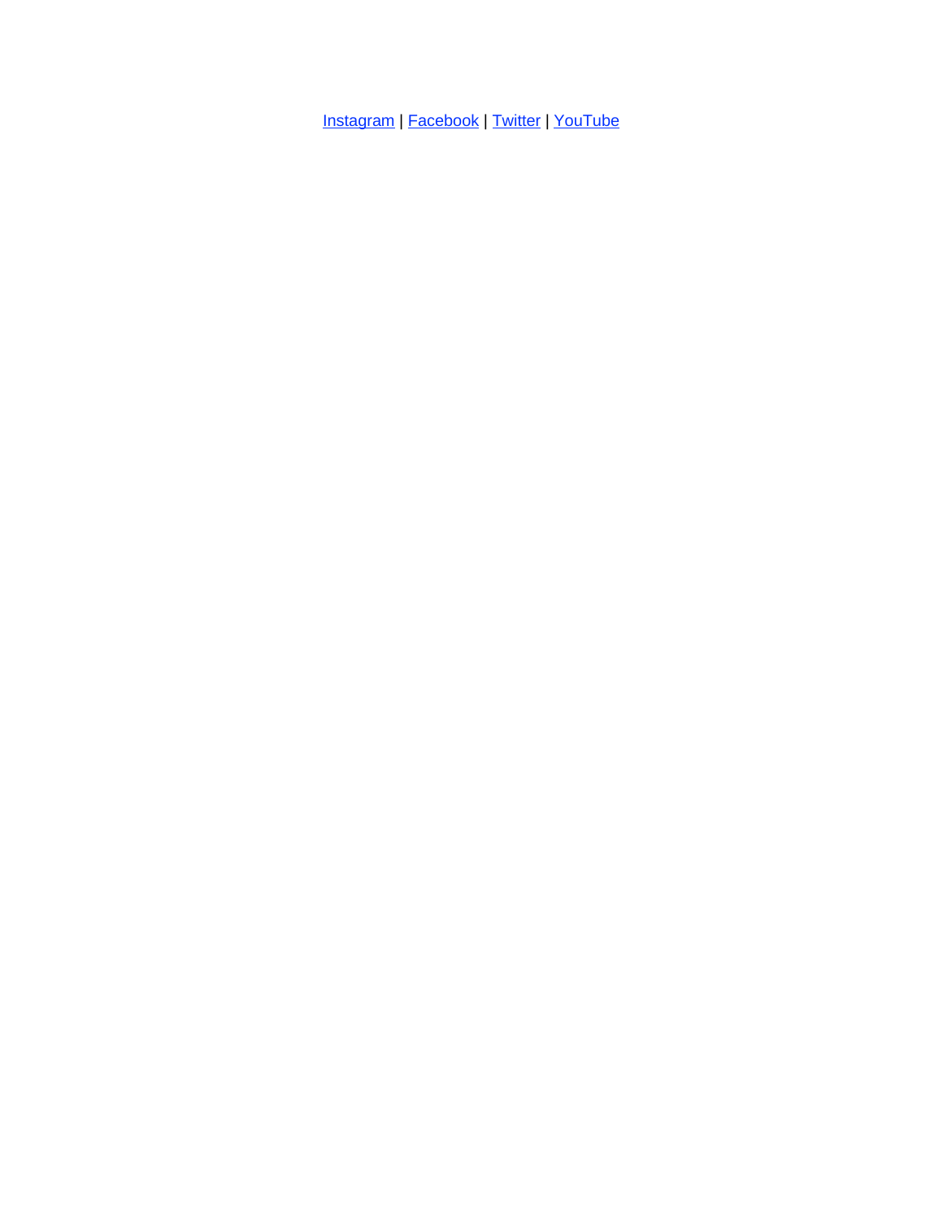[Instagram] | [Facebook] | [Twitter] | [YouTube]